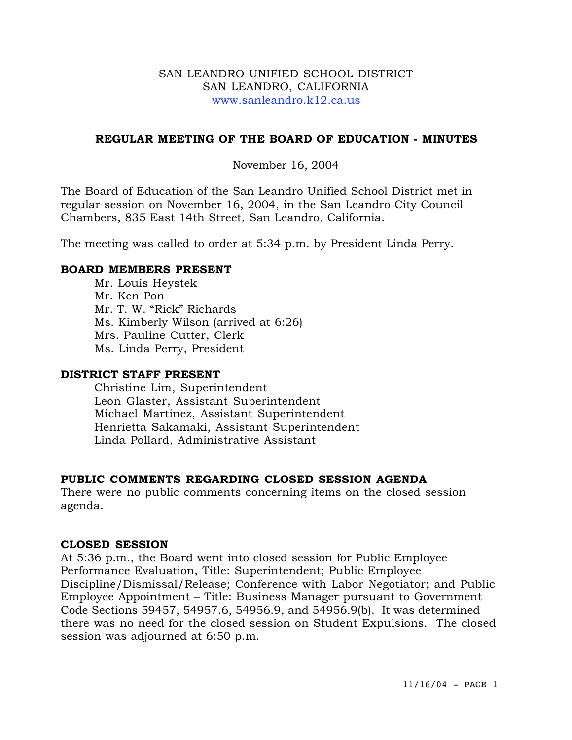SAN LEANDRO UNIFIED SCHOOL DISTRICT
SAN LEANDRO, CALIFORNIA
www.sanleandro.k12.ca.us

## REGULAR MEETING OF THE BOARD OF EDUCATION - MINUTES

November 16, 2004

The Board of Education of the San Leandro Unified School District met in regular session on November 16, 2004, in the San Leandro City Council Chambers, 835 East 14th Street, San Leandro, California.

The meeting was called to order at 5:34 p.m. by President Linda Perry.

### BOARD MEMBERS PRESENT

Mr. Louis Heystek
Mr. Ken Pon
Mr. T. W. "Rick" Richards
Ms. Kimberly Wilson (arrived at 6:26)
Mrs. Pauline Cutter, Clerk
Ms. Linda Perry, President

### DISTRICT STAFF PRESENT

Christine Lim, Superintendent
Leon Glaster, Assistant Superintendent
Michael Martinez, Assistant Superintendent
Henrietta Sakamaki, Assistant Superintendent
Linda Pollard, Administrative Assistant

### PUBLIC COMMENTS REGARDING CLOSED SESSION AGENDA

There were no public comments concerning items on the closed session agenda.

### CLOSED SESSION

At 5:36 p.m., the Board went into closed session for Public Employee Performance Evaluation, Title: Superintendent; Public Employee Discipline/Dismissal/Release; Conference with Labor Negotiator; and Public Employee Appointment – Title: Business Manager pursuant to Government Code Sections 59457, 54957.6, 54956.9, and 54956.9(b). It was determined there was no need for the closed session on Student Expulsions. The closed session was adjourned at 6:50 p.m.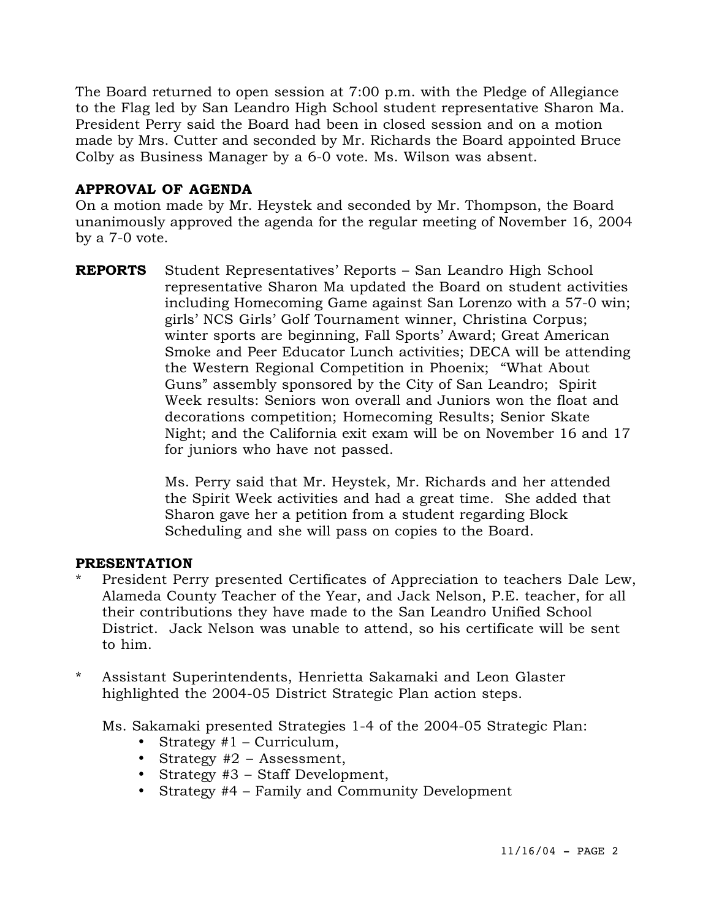The Board returned to open session at 7:00 p.m. with the Pledge of Allegiance to the Flag led by San Leandro High School student representative Sharon Ma. President Perry said the Board had been in closed session and on a motion made by Mrs. Cutter and seconded by Mr. Richards the Board appointed Bruce Colby as Business Manager by a 6-0 vote. Ms. Wilson was absent.

**APPROVAL OF AGENDA**

On a motion made by Mr. Heystek and seconded by Mr. Thompson, the Board unanimously approved the agenda for the regular meeting of November 16, 2004 by a 7-0 vote.

**REPORTS** Student Representatives' Reports – San Leandro High School representative Sharon Ma updated the Board on student activities including Homecoming Game against San Lorenzo with a 57-0 win; girls' NCS Girls' Golf Tournament winner, Christina Corpus; winter sports are beginning, Fall Sports' Award; Great American Smoke and Peer Educator Lunch activities; DECA will be attending the Western Regional Competition in Phoenix; "What About Guns" assembly sponsored by the City of San Leandro; Spirit Week results: Seniors won overall and Juniors won the float and decorations competition; Homecoming Results; Senior Skate Night; and the California exit exam will be on November 16 and 17 for juniors who have not passed.

Ms. Perry said that Mr. Heystek, Mr. Richards and her attended the Spirit Week activities and had a great time. She added that Sharon gave her a petition from a student regarding Block Scheduling and she will pass on copies to the Board.

**PRESENTATION**

* President Perry presented Certificates of Appreciation to teachers Dale Lew, Alameda County Teacher of the Year, and Jack Nelson, P.E. teacher, for all their contributions they have made to the San Leandro Unified School District. Jack Nelson was unable to attend, so his certificate will be sent to him.

* Assistant Superintendents, Henrietta Sakamaki and Leon Glaster highlighted the 2004-05 District Strategic Plan action steps.

  Ms. Sakamaki presented Strategies 1-4 of the 2004-05 Strategic Plan:

  - Strategy #1 – Curriculum,
  - Strategy #2 – Assessment,
  - Strategy #3 – Staff Development,
  - Strategy #4 – Family and Community Development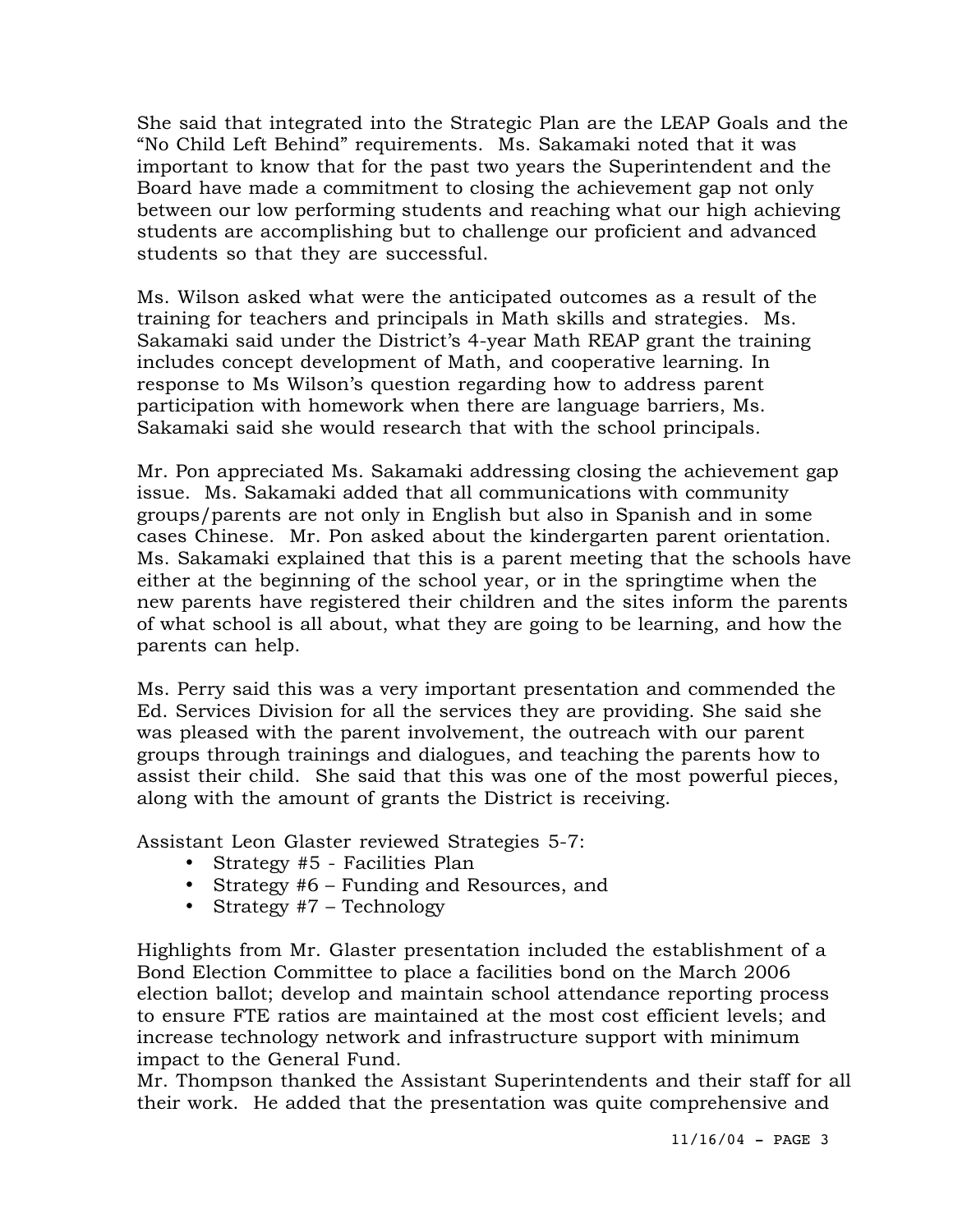She said that integrated into the Strategic Plan are the LEAP Goals and the "No Child Left Behind" requirements. Ms. Sakamaki noted that it was important to know that for the past two years the Superintendent and the Board have made a commitment to closing the achievement gap not only between our low performing students and reaching what our high achieving students are accomplishing but to challenge our proficient and advanced students so that they are successful.

Ms. Wilson asked what were the anticipated outcomes as a result of the training for teachers and principals in Math skills and strategies. Ms. Sakamaki said under the District's 4-year Math REAP grant the training includes concept development of Math, and cooperative learning. In response to Ms Wilson's question regarding how to address parent participation with homework when there are language barriers, Ms. Sakamaki said she would research that with the school principals.

Mr. Pon appreciated Ms. Sakamaki addressing closing the achievement gap issue. Ms. Sakamaki added that all communications with community groups/parents are not only in English but also in Spanish and in some cases Chinese. Mr. Pon asked about the kindergarten parent orientation. Ms. Sakamaki explained that this is a parent meeting that the schools have either at the beginning of the school year, or in the springtime when the new parents have registered their children and the sites inform the parents of what school is all about, what they are going to be learning, and how the parents can help.

Ms. Perry said this was a very important presentation and commended the Ed. Services Division for all the services they are providing. She said she was pleased with the parent involvement, the outreach with our parent groups through trainings and dialogues, and teaching the parents how to assist their child. She said that this was one of the most powerful pieces, along with the amount of grants the District is receiving.

Assistant Leon Glaster reviewed Strategies 5-7:

- Strategy #5 - Facilities Plan
- Strategy #6 – Funding and Resources, and
- Strategy #7 – Technology

Highlights from Mr. Glaster presentation included the establishment of a Bond Election Committee to place a facilities bond on the March 2006 election ballot; develop and maintain school attendance reporting process to ensure FTE ratios are maintained at the most cost efficient levels; and increase technology network and infrastructure support with minimum impact to the General Fund.

Mr. Thompson thanked the Assistant Superintendents and their staff for all their work. He added that the presentation was quite comprehensive and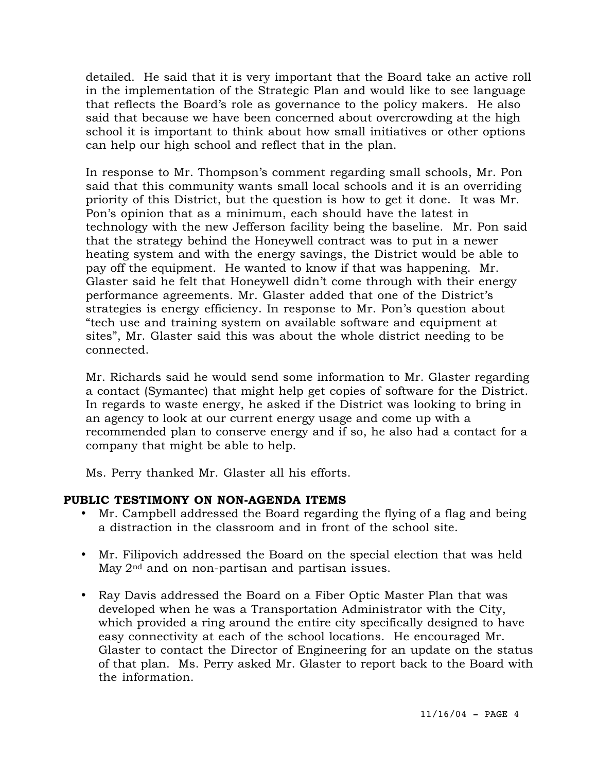detailed. He said that it is very important that the Board take an active roll in the implementation of the Strategic Plan and would like to see language that reflects the Board's role as governance to the policy makers. He also said that because we have been concerned about overcrowding at the high school it is important to think about how small initiatives or other options can help our high school and reflect that in the plan.

In response to Mr. Thompson's comment regarding small schools, Mr. Pon said that this community wants small local schools and it is an overriding priority of this District, but the question is how to get it done. It was Mr. Pon's opinion that as a minimum, each should have the latest in technology with the new Jefferson facility being the baseline. Mr. Pon said that the strategy behind the Honeywell contract was to put in a newer heating system and with the energy savings, the District would be able to pay off the equipment. He wanted to know if that was happening. Mr. Glaster said he felt that Honeywell didn't come through with their energy performance agreements. Mr. Glaster added that one of the District's strategies is energy efficiency. In response to Mr. Pon's question about "tech use and training system on available software and equipment at sites", Mr. Glaster said this was about the whole district needing to be connected.

Mr. Richards said he would send some information to Mr. Glaster regarding a contact (Symantec) that might help get copies of software for the District. In regards to waste energy, he asked if the District was looking to bring in an agency to look at our current energy usage and come up with a recommended plan to conserve energy and if so, he also had a contact for a company that might be able to help.

Ms. Perry thanked Mr. Glaster all his efforts.

## PUBLIC TESTIMONY ON NON-AGENDA ITEMS

- Mr. Campbell addressed the Board regarding the flying of a flag and being a distraction in the classroom and in front of the school site.

- Mr. Filipovich addressed the Board on the special election that was held May 2nd and on non-partisan and partisan issues.

- Ray Davis addressed the Board on a Fiber Optic Master Plan that was developed when he was a Transportation Administrator with the City, which provided a ring around the entire city specifically designed to have easy connectivity at each of the school locations. He encouraged Mr. Glaster to contact the Director of Engineering for an update on the status of that plan. Ms. Perry asked Mr. Glaster to report back to the Board with the information.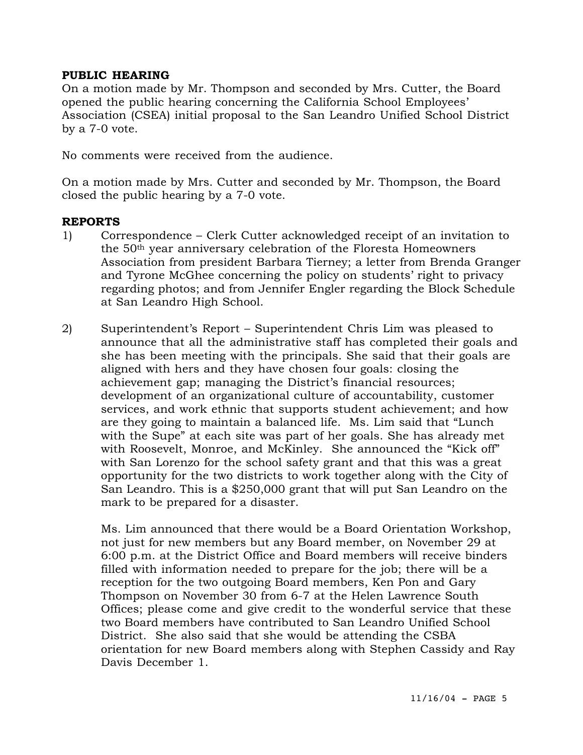**PUBLIC HEARING**

On a motion made by Mr. Thompson and seconded by Mrs. Cutter, the Board opened the public hearing concerning the California School Employees' Association (CSEA) initial proposal to the San Leandro Unified School District by a 7-0 vote.

No comments were received from the audience.

On a motion made by Mrs. Cutter and seconded by Mr. Thompson, the Board closed the public hearing by a 7-0 vote.

**REPORTS**

1) Correspondence – Clerk Cutter acknowledged receipt of an invitation to the 50th year anniversary celebration of the Floresta Homeowners Association from president Barbara Tierney; a letter from Brenda Granger and Tyrone McGhee concerning the policy on students' right to privacy regarding photos; and from Jennifer Engler regarding the Block Schedule at San Leandro High School.

2) Superintendent's Report – Superintendent Chris Lim was pleased to announce that all the administrative staff has completed their goals and she has been meeting with the principals. She said that their goals are aligned with hers and they have chosen four goals: closing the achievement gap; managing the District's financial resources; development of an organizational culture of accountability, customer services, and work ethnic that supports student achievement; and how are they going to maintain a balanced life. Ms. Lim said that "Lunch with the Supe" at each site was part of her goals. She has already met with Roosevelt, Monroe, and McKinley. She announced the "Kick off" with San Lorenzo for the school safety grant and that this was a great opportunity for the two districts to work together along with the City of San Leandro. This is a $250,000 grant that will put San Leandro on the mark to be prepared for a disaster.

   Ms. Lim announced that there would be a Board Orientation Workshop, not just for new members but any Board member, on November 29 at 6:00 p.m. at the District Office and Board members will receive binders filled with information needed to prepare for the job; there will be a reception for the two outgoing Board members, Ken Pon and Gary Thompson on November 30 from 6-7 at the Helen Lawrence South Offices; please come and give credit to the wonderful service that these two Board members have contributed to San Leandro Unified School District. She also said that she would be attending the CSBA orientation for new Board members along with Stephen Cassidy and Ray Davis December 1.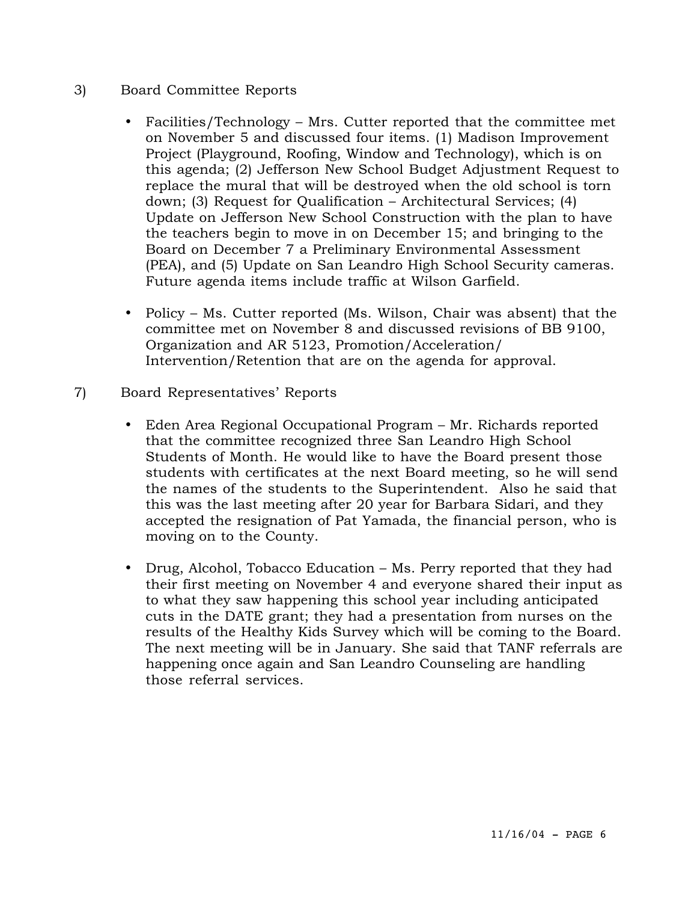3) Board Committee Reports

- Facilities/Technology – Mrs. Cutter reported that the committee met on November 5 and discussed four items. (1) Madison Improvement Project (Playground, Roofing, Window and Technology), which is on this agenda; (2) Jefferson New School Budget Adjustment Request to replace the mural that will be destroyed when the old school is torn down; (3) Request for Qualification – Architectural Services; (4) Update on Jefferson New School Construction with the plan to have the teachers begin to move in on December 15; and bringing to the Board on December 7 a Preliminary Environmental Assessment (PEA), and (5) Update on San Leandro High School Security cameras. Future agenda items include traffic at Wilson Garfield.

- Policy – Ms. Cutter reported (Ms. Wilson, Chair was absent) that the committee met on November 8 and discussed revisions of BB 9100, Organization and AR 5123, Promotion/Acceleration/ Intervention/Retention that are on the agenda for approval.

7) Board Representatives' Reports

- Eden Area Regional Occupational Program – Mr. Richards reported that the committee recognized three San Leandro High School Students of Month. He would like to have the Board present those students with certificates at the next Board meeting, so he will send the names of the students to the Superintendent. Also he said that this was the last meeting after 20 year for Barbara Sidari, and they accepted the resignation of Pat Yamada, the financial person, who is moving on to the County.

- Drug, Alcohol, Tobacco Education – Ms. Perry reported that they had their first meeting on November 4 and everyone shared their input as to what they saw happening this school year including anticipated cuts in the DATE grant; they had a presentation from nurses on the results of the Healthy Kids Survey which will be coming to the Board. The next meeting will be in January. She said that TANF referrals are happening once again and San Leandro Counseling are handling those referral services.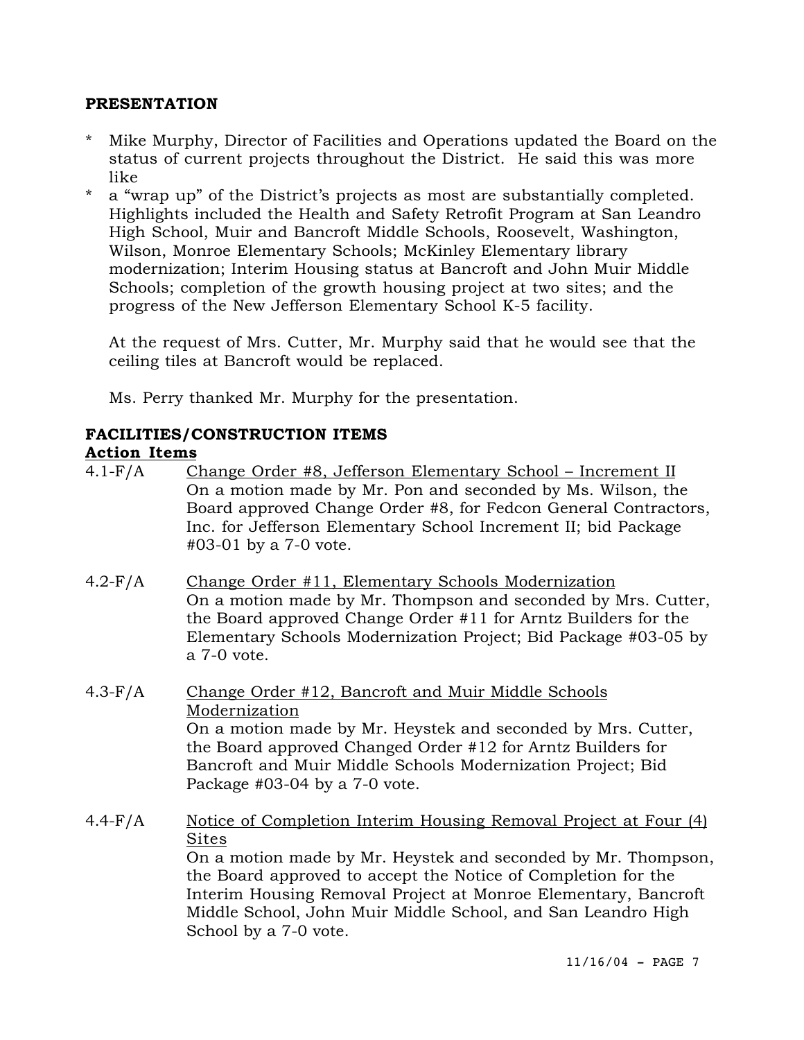**PRESENTATION**

* Mike Murphy, Director of Facilities and Operations updated the Board on the status of current projects throughout the District. He said this was more like
* a "wrap up" of the District's projects as most are substantially completed. Highlights included the Health and Safety Retrofit Program at San Leandro High School, Muir and Bancroft Middle Schools, Roosevelt, Washington, Wilson, Monroe Elementary Schools; McKinley Elementary library modernization; Interim Housing status at Bancroft and John Muir Middle Schools; completion of the growth housing project at two sites; and the progress of the New Jefferson Elementary School K-5 facility.

  At the request of Mrs. Cutter, Mr. Murphy said that he would see that the ceiling tiles at Bancroft would be replaced.

  Ms. Perry thanked Mr. Murphy for the presentation.

**FACILITIES/CONSTRUCTION ITEMS**

**Action Items**

4.1-F/A Change Order #8, Jefferson Elementary School – Increment II
On a motion made by Mr. Pon and seconded by Ms. Wilson, the Board approved Change Order #8, for Fedcon General Contractors, Inc. for Jefferson Elementary School Increment II; bid Package #03-01 by a 7-0 vote.

4.2-F/A Change Order #11, Elementary Schools Modernization
On a motion made by Mr. Thompson and seconded by Mrs. Cutter, the Board approved Change Order #11 for Arntz Builders for the Elementary Schools Modernization Project; Bid Package #03-05 by a 7-0 vote.

4.3-F/A Change Order #12, Bancroft and Muir Middle Schools Modernization
On a motion made by Mr. Heystek and seconded by Mrs. Cutter, the Board approved Changed Order #12 for Arntz Builders for Bancroft and Muir Middle Schools Modernization Project; Bid Package #03-04 by a 7-0 vote.

4.4-F/A Notice of Completion Interim Housing Removal Project at Four (4) Sites
On a motion made by Mr. Heystek and seconded by Mr. Thompson, the Board approved to accept the Notice of Completion for the Interim Housing Removal Project at Monroe Elementary, Bancroft Middle School, John Muir Middle School, and San Leandro High School by a 7-0 vote.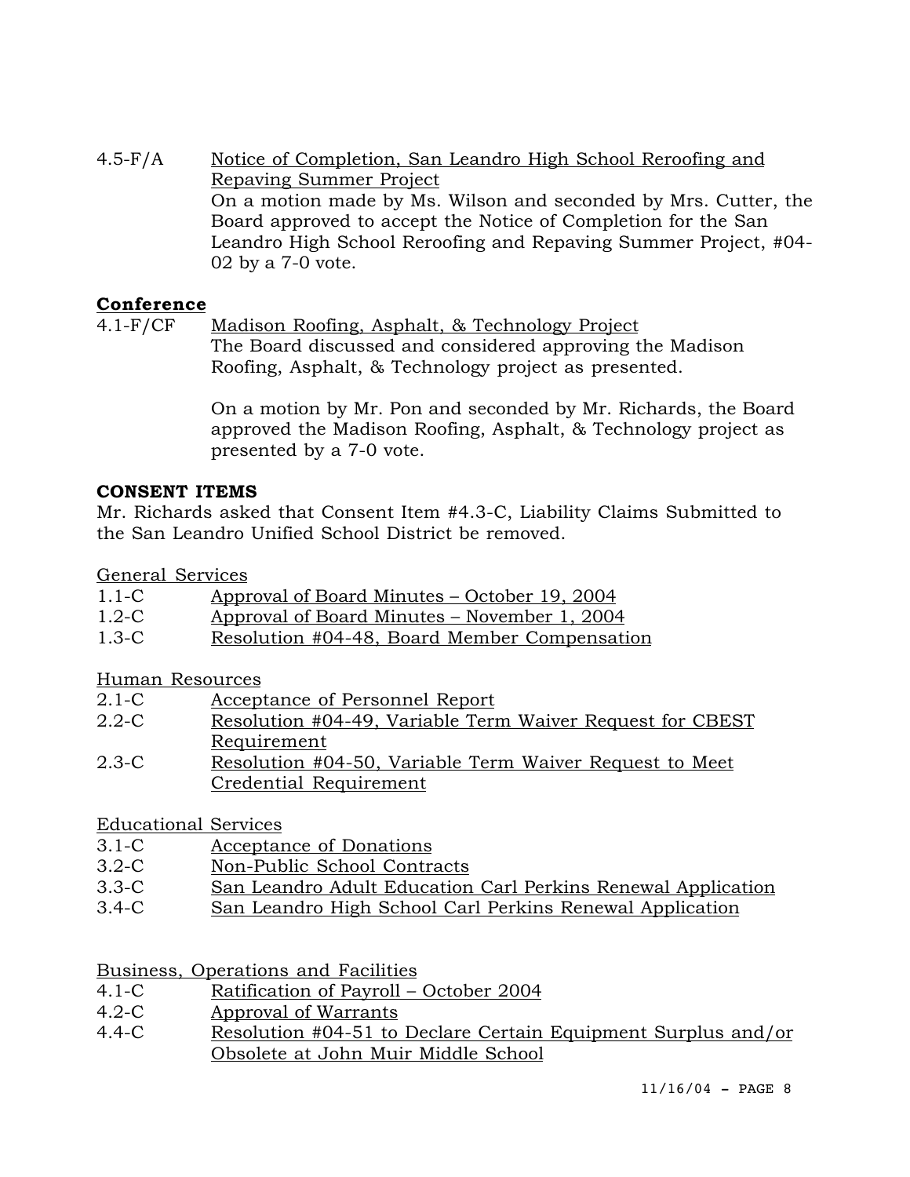4.5-F/A Notice of Completion, San Leandro High School Reroofing and Repaving Summer Project

On a motion made by Ms. Wilson and seconded by Mrs. Cutter, the Board approved to accept the Notice of Completion for the San Leandro High School Reroofing and Repaving Summer Project, #04-02 by a 7-0 vote.

**Conference**

4.1-F/CF Madison Roofing, Asphalt, & Technology Project

The Board discussed and considered approving the Madison Roofing, Asphalt, & Technology project as presented.

On a motion by Mr. Pon and seconded by Mr. Richards, the Board approved the Madison Roofing, Asphalt, & Technology project as presented by a 7-0 vote.

**CONSENT ITEMS**

Mr. Richards asked that Consent Item #4.3-C, Liability Claims Submitted to the San Leandro Unified School District be removed.

General Services

- 1.1-C Approval of Board Minutes – October 19, 2004
- 1.2-C Approval of Board Minutes – November 1, 2004
- 1.3-C Resolution #04-48, Board Member Compensation

Human Resources

- 2.1-C Acceptance of Personnel Report
- 2.2-C Resolution #04-49, Variable Term Waiver Request for CBEST Requirement
- 2.3-C Resolution #04-50, Variable Term Waiver Request to Meet Credential Requirement

Educational Services

- 3.1-C Acceptance of Donations
- 3.2-C Non-Public School Contracts
- 3.3-C San Leandro Adult Education Carl Perkins Renewal Application
- 3.4-C San Leandro High School Carl Perkins Renewal Application

Business, Operations and Facilities

- 4.1-C Ratification of Payroll – October 2004
- 4.2-C Approval of Warrants
- 4.4-C Resolution #04-51 to Declare Certain Equipment Surplus and/or Obsolete at John Muir Middle School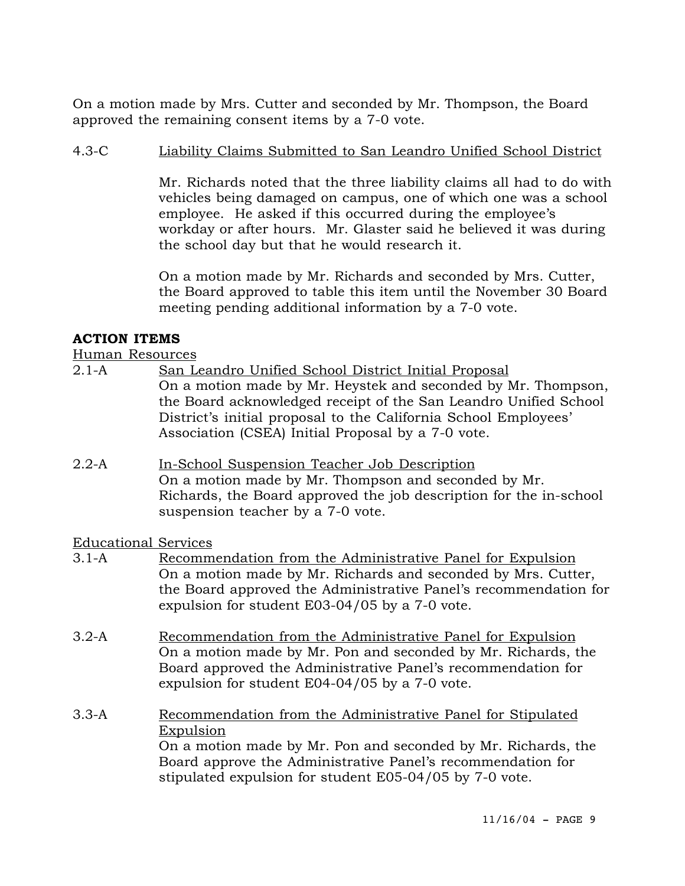On a motion made by Mrs. Cutter and seconded by Mr. Thompson, the Board approved the remaining consent items by a 7-0 vote.

4.3-C Liability Claims Submitted to San Leandro Unified School District

Mr. Richards noted that the three liability claims all had to do with vehicles being damaged on campus, one of which one was a school employee. He asked if this occurred during the employee's workday or after hours. Mr. Glaster said he believed it was during the school day but that he would research it.

On a motion made by Mr. Richards and seconded by Mrs. Cutter, the Board approved to table this item until the November 30 Board meeting pending additional information by a 7-0 vote.

**ACTION ITEMS**

Human Resources

2.1-A San Leandro Unified School District Initial Proposal
On a motion made by Mr. Heystek and seconded by Mr. Thompson, the Board acknowledged receipt of the San Leandro Unified School District's initial proposal to the California School Employees' Association (CSEA) Initial Proposal by a 7-0 vote.

2.2-A In-School Suspension Teacher Job Description
On a motion made by Mr. Thompson and seconded by Mr. Richards, the Board approved the job description for the in-school suspension teacher by a 7-0 vote.

Educational Services

3.1-A Recommendation from the Administrative Panel for Expulsion
On a motion made by Mr. Richards and seconded by Mrs. Cutter, the Board approved the Administrative Panel's recommendation for expulsion for student E03-04/05 by a 7-0 vote.

3.2-A Recommendation from the Administrative Panel for Expulsion
On a motion made by Mr. Pon and seconded by Mr. Richards, the Board approved the Administrative Panel's recommendation for expulsion for student E04-04/05 by a 7-0 vote.

3.3-A Recommendation from the Administrative Panel for Stipulated Expulsion
On a motion made by Mr. Pon and seconded by Mr. Richards, the Board approve the Administrative Panel's recommendation for stipulated expulsion for student E05-04/05 by 7-0 vote.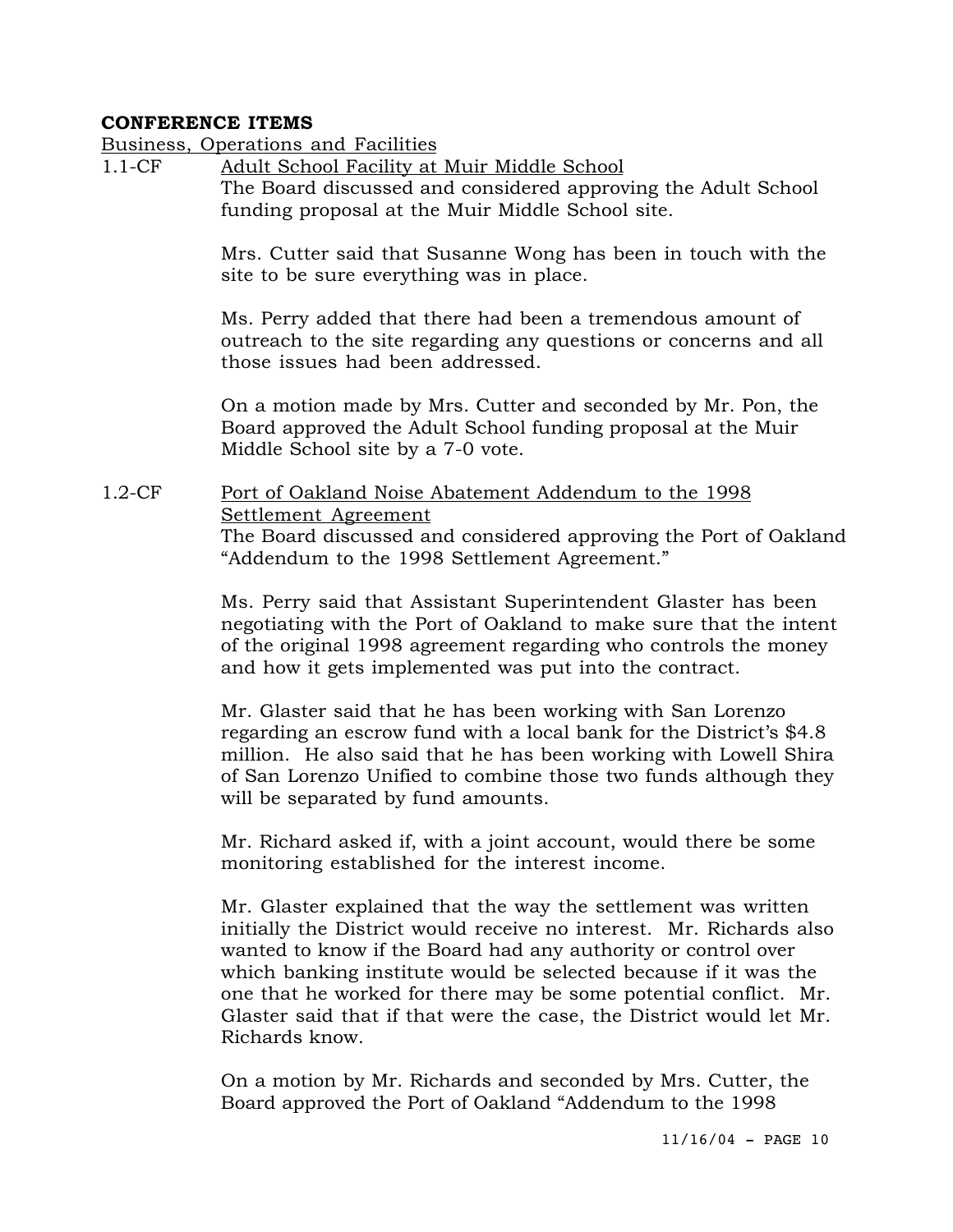**CONFERENCE ITEMS**

<u>Business, Operations and Facilities</u>

1.1-CF <u>Adult School Facility at Muir Middle School</u>

The Board discussed and considered approving the Adult School funding proposal at the Muir Middle School site.

Mrs. Cutter said that Susanne Wong has been in touch with the site to be sure everything was in place.

Ms. Perry added that there had been a tremendous amount of outreach to the site regarding any questions or concerns and all those issues had been addressed.

On a motion made by Mrs. Cutter and seconded by Mr. Pon, the Board approved the Adult School funding proposal at the Muir Middle School site by a 7-0 vote.

1.2-CF <u>Port of Oakland Noise Abatement Addendum to the 1998 Settlement Agreement</u>

The Board discussed and considered approving the Port of Oakland "Addendum to the 1998 Settlement Agreement."

Ms. Perry said that Assistant Superintendent Glaster has been negotiating with the Port of Oakland to make sure that the intent of the original 1998 agreement regarding who controls the money and how it gets implemented was put into the contract.

Mr. Glaster said that he has been working with San Lorenzo regarding an escrow fund with a local bank for the District's $4.8 million. He also said that he has been working with Lowell Shira of San Lorenzo Unified to combine those two funds although they will be separated by fund amounts.

Mr. Richard asked if, with a joint account, would there be some monitoring established for the interest income.

Mr. Glaster explained that the way the settlement was written initially the District would receive no interest. Mr. Richards also wanted to know if the Board had any authority or control over which banking institute would be selected because if it was the one that he worked for there may be some potential conflict. Mr. Glaster said that if that were the case, the District would let Mr. Richards know.

On a motion by Mr. Richards and seconded by Mrs. Cutter, the Board approved the Port of Oakland "Addendum to the 1998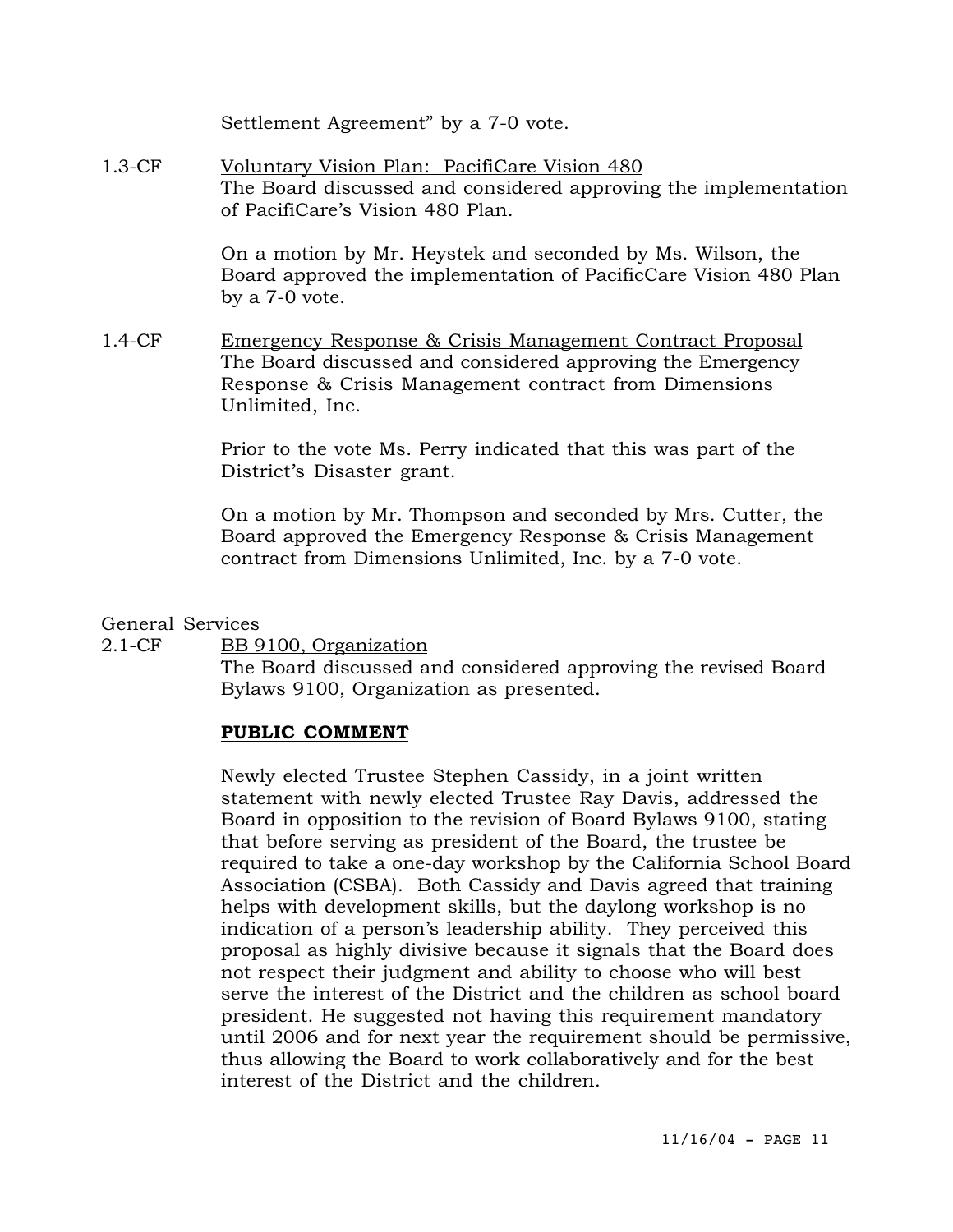Settlement Agreement" by a 7-0 vote.

1.3-CF Voluntary Vision Plan: PacifiCare Vision 480

The Board discussed and considered approving the implementation of PacifiCare's Vision 480 Plan.

On a motion by Mr. Heystek and seconded by Ms. Wilson, the Board approved the implementation of PacificCare Vision 480 Plan by a 7-0 vote.

1.4-CF Emergency Response & Crisis Management Contract Proposal

The Board discussed and considered approving the Emergency Response & Crisis Management contract from Dimensions Unlimited, Inc.

Prior to the vote Ms. Perry indicated that this was part of the District's Disaster grant.

On a motion by Mr. Thompson and seconded by Mrs. Cutter, the Board approved the Emergency Response & Crisis Management contract from Dimensions Unlimited, Inc. by a 7-0 vote.

General Services

2.1-CF BB 9100, Organization

The Board discussed and considered approving the revised Board Bylaws 9100, Organization as presented.

**PUBLIC COMMENT**

Newly elected Trustee Stephen Cassidy, in a joint written statement with newly elected Trustee Ray Davis, addressed the Board in opposition to the revision of Board Bylaws 9100, stating that before serving as president of the Board, the trustee be required to take a one-day workshop by the California School Board Association (CSBA). Both Cassidy and Davis agreed that training helps with development skills, but the daylong workshop is no indication of a person's leadership ability. They perceived this proposal as highly divisive because it signals that the Board does not respect their judgment and ability to choose who will best serve the interest of the District and the children as school board president. He suggested not having this requirement mandatory until 2006 and for next year the requirement should be permissive, thus allowing the Board to work collaboratively and for the best interest of the District and the children.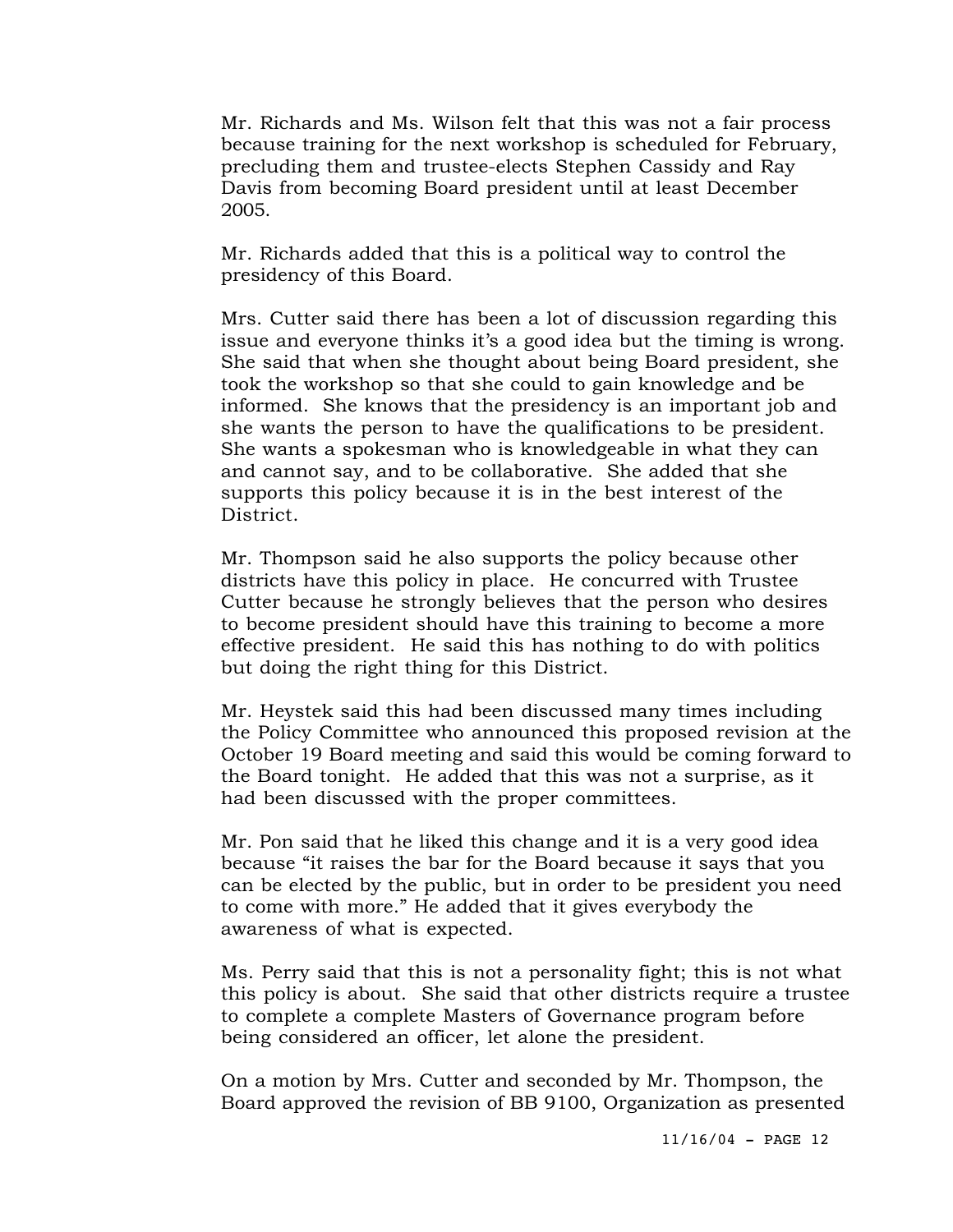Mr. Richards and Ms. Wilson felt that this was not a fair process because training for the next workshop is scheduled for February, precluding them and trustee-elects Stephen Cassidy and Ray Davis from becoming Board president until at least December 2005.

Mr. Richards added that this is a political way to control the presidency of this Board.

Mrs. Cutter said there has been a lot of discussion regarding this issue and everyone thinks it's a good idea but the timing is wrong. She said that when she thought about being Board president, she took the workshop so that she could to gain knowledge and be informed. She knows that the presidency is an important job and she wants the person to have the qualifications to be president. She wants a spokesman who is knowledgeable in what they can and cannot say, and to be collaborative. She added that she supports this policy because it is in the best interest of the District.

Mr. Thompson said he also supports the policy because other districts have this policy in place. He concurred with Trustee Cutter because he strongly believes that the person who desires to become president should have this training to become a more effective president. He said this has nothing to do with politics but doing the right thing for this District.

Mr. Heystek said this had been discussed many times including the Policy Committee who announced this proposed revision at the October 19 Board meeting and said this would be coming forward to the Board tonight. He added that this was not a surprise, as it had been discussed with the proper committees.

Mr. Pon said that he liked this change and it is a very good idea because "it raises the bar for the Board because it says that you can be elected by the public, but in order to be president you need to come with more." He added that it gives everybody the awareness of what is expected.

Ms. Perry said that this is not a personality fight; this is not what this policy is about. She said that other districts require a trustee to complete a complete Masters of Governance program before being considered an officer, let alone the president.

On a motion by Mrs. Cutter and seconded by Mr. Thompson, the Board approved the revision of BB 9100, Organization as presented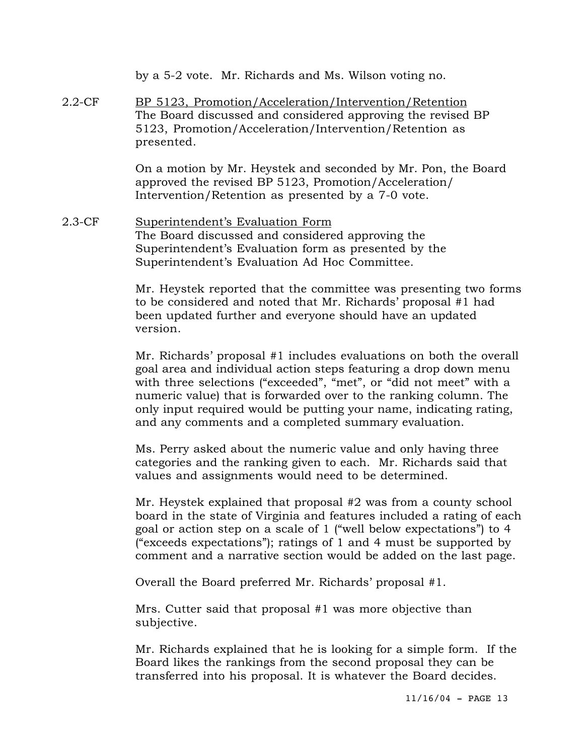by a 5-2 vote. Mr. Richards and Ms. Wilson voting no.

2.2-CF **BP 5123, Promotion/Acceleration/Intervention/Retention**

The Board discussed and considered approving the revised BP 5123, Promotion/Acceleration/Intervention/Retention as presented.

On a motion by Mr. Heystek and seconded by Mr. Pon, the Board approved the revised BP 5123, Promotion/Acceleration/Intervention/Retention as presented by a 7-0 vote.

2.3-CF **Superintendent's Evaluation Form**

The Board discussed and considered approving the Superintendent's Evaluation form as presented by the Superintendent's Evaluation Ad Hoc Committee.

Mr. Heystek reported that the committee was presenting two forms to be considered and noted that Mr. Richards' proposal #1 had been updated further and everyone should have an updated version.

Mr. Richards' proposal #1 includes evaluations on both the overall goal area and individual action steps featuring a drop down menu with three selections ("exceeded", "met", or "did not meet" with a numeric value) that is forwarded over to the ranking column. The only input required would be putting your name, indicating rating, and any comments and a completed summary evaluation.

Ms. Perry asked about the numeric value and only having three categories and the ranking given to each. Mr. Richards said that values and assignments would need to be determined.

Mr. Heystek explained that proposal #2 was from a county school board in the state of Virginia and features included a rating of each goal or action step on a scale of 1 ("well below expectations") to 4 ("exceeds expectations"); ratings of 1 and 4 must be supported by comment and a narrative section would be added on the last page.

Overall the Board preferred Mr. Richards' proposal #1.

Mrs. Cutter said that proposal #1 was more objective than subjective.

Mr. Richards explained that he is looking for a simple form. If the Board likes the rankings from the second proposal they can be transferred into his proposal. It is whatever the Board decides.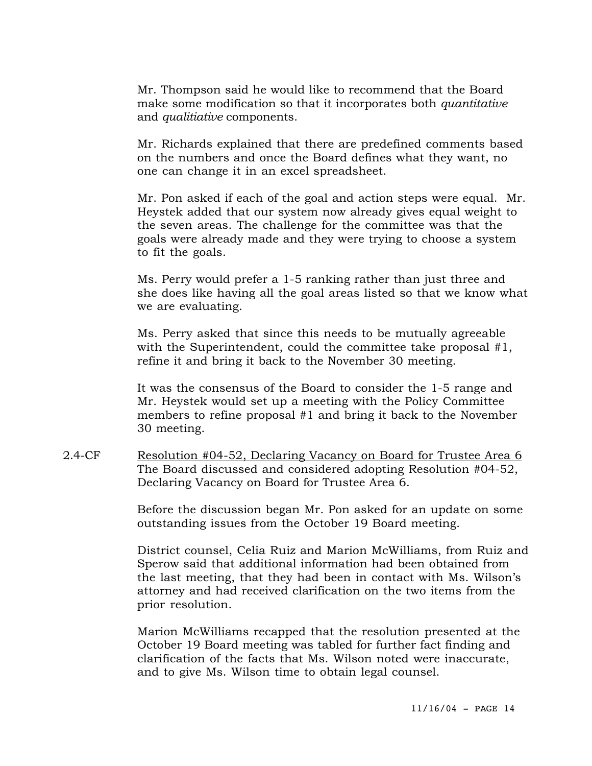Mr. Thompson said he would like to recommend that the Board make some modification so that it incorporates both *quantitative* and *qualitiative* components.

Mr. Richards explained that there are predefined comments based on the numbers and once the Board defines what they want, no one can change it in an excel spreadsheet.

Mr. Pon asked if each of the goal and action steps were equal. Mr. Heystek added that our system now already gives equal weight to the seven areas. The challenge for the committee was that the goals were already made and they were trying to choose a system to fit the goals.

Ms. Perry would prefer a 1-5 ranking rather than just three and she does like having all the goal areas listed so that we know what we are evaluating.

Ms. Perry asked that since this needs to be mutually agreeable with the Superintendent, could the committee take proposal #1, refine it and bring it back to the November 30 meeting.

It was the consensus of the Board to consider the 1-5 range and Mr. Heystek would set up a meeting with the Policy Committee members to refine proposal #1 and bring it back to the November 30 meeting.

2.4-CF <u>Resolution #04-52, Declaring Vacancy on Board for Trustee Area 6</u>
The Board discussed and considered adopting Resolution #04-52, Declaring Vacancy on Board for Trustee Area 6.

Before the discussion began Mr. Pon asked for an update on some outstanding issues from the October 19 Board meeting.

District counsel, Celia Ruiz and Marion McWilliams, from Ruiz and Sperow said that additional information had been obtained from the last meeting, that they had been in contact with Ms. Wilson's attorney and had received clarification on the two items from the prior resolution.

Marion McWilliams recapped that the resolution presented at the October 19 Board meeting was tabled for further fact finding and clarification of the facts that Ms. Wilson noted were inaccurate, and to give Ms. Wilson time to obtain legal counsel.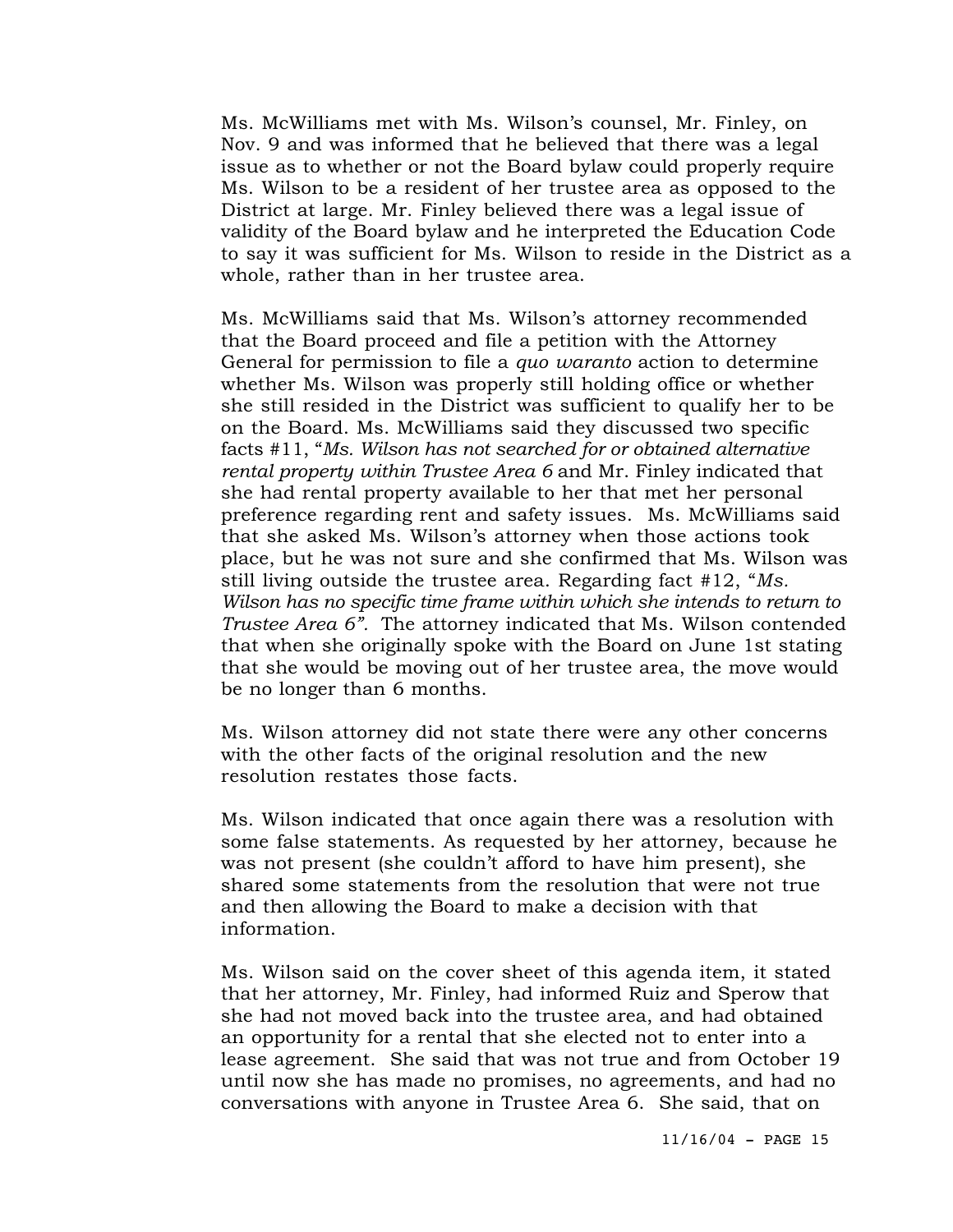Ms. McWilliams met with Ms. Wilson's counsel, Mr. Finley, on Nov. 9 and was informed that he believed that there was a legal issue as to whether or not the Board bylaw could properly require Ms. Wilson to be a resident of her trustee area as opposed to the District at large. Mr. Finley believed there was a legal issue of validity of the Board bylaw and he interpreted the Education Code to say it was sufficient for Ms. Wilson to reside in the District as a whole, rather than in her trustee area.

Ms. McWilliams said that Ms. Wilson's attorney recommended that the Board proceed and file a petition with the Attorney General for permission to file a *quo waranto* action to determine whether Ms. Wilson was properly still holding office or whether she still resided in the District was sufficient to qualify her to be on the Board. Ms. McWilliams said they discussed two specific facts #11, "*Ms. Wilson has not searched for or obtained alternative rental property within Trustee Area 6* and Mr. Finley indicated that she had rental property available to her that met her personal preference regarding rent and safety issues. Ms. McWilliams said that she asked Ms. Wilson's attorney when those actions took place, but he was not sure and she confirmed that Ms. Wilson was still living outside the trustee area. Regarding fact #12, "*Ms. Wilson has no specific time frame within which she intends to return to Trustee Area 6".* The attorney indicated that Ms. Wilson contended that when she originally spoke with the Board on June 1st stating that she would be moving out of her trustee area, the move would be no longer than 6 months.

Ms. Wilson attorney did not state there were any other concerns with the other facts of the original resolution and the new resolution restates those facts.

Ms. Wilson indicated that once again there was a resolution with some false statements. As requested by her attorney, because he was not present (she couldn't afford to have him present), she shared some statements from the resolution that were not true and then allowing the Board to make a decision with that information.

Ms. Wilson said on the cover sheet of this agenda item, it stated that her attorney, Mr. Finley, had informed Ruiz and Sperow that she had not moved back into the trustee area, and had obtained an opportunity for a rental that she elected not to enter into a lease agreement. She said that was not true and from October 19 until now she has made no promises, no agreements, and had no conversations with anyone in Trustee Area 6. She said, that on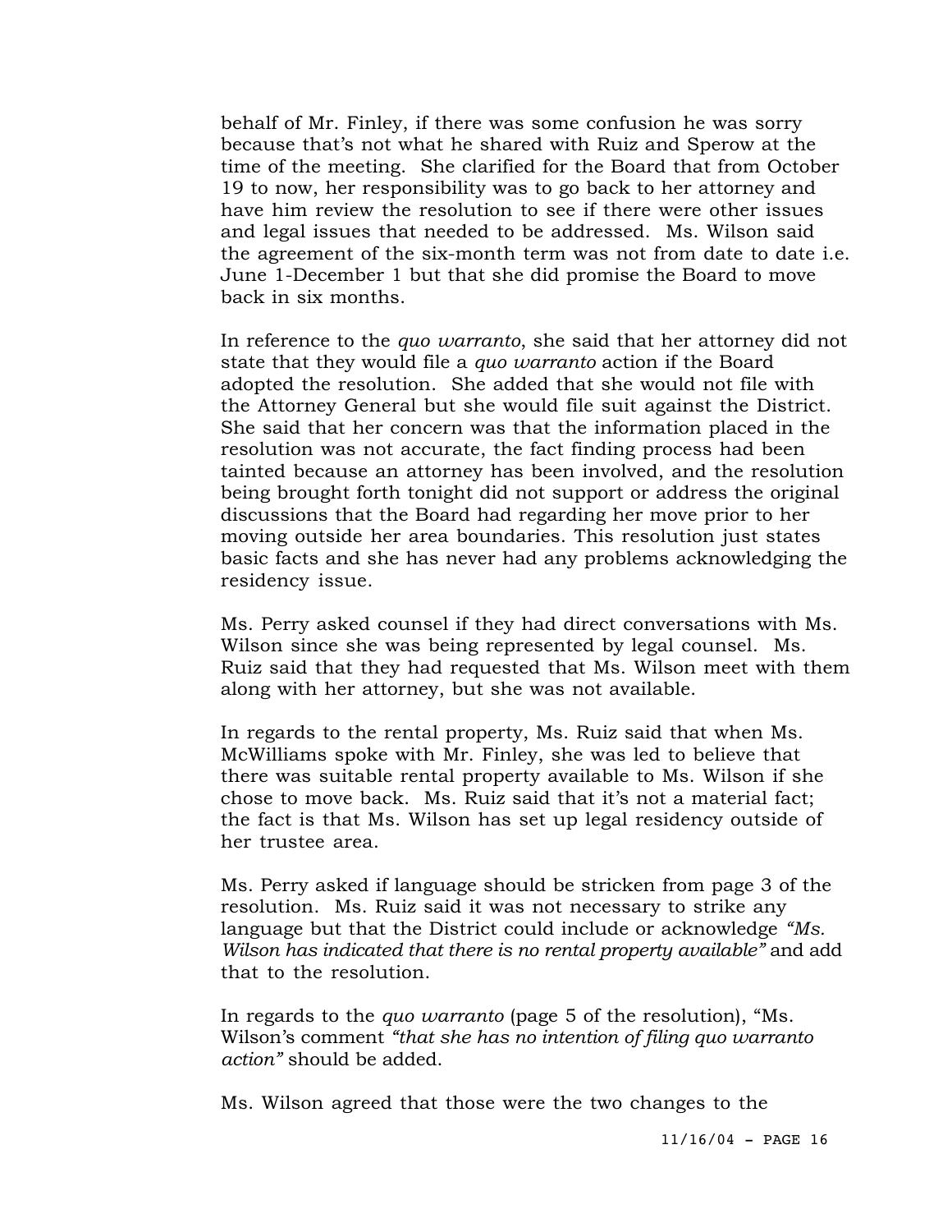behalf of Mr. Finley, if there was some confusion he was sorry because that's not what he shared with Ruiz and Sperow at the time of the meeting. She clarified for the Board that from October 19 to now, her responsibility was to go back to her attorney and have him review the resolution to see if there were other issues and legal issues that needed to be addressed. Ms. Wilson said the agreement of the six-month term was not from date to date i.e. June 1-December 1 but that she did promise the Board to move back in six months.

In reference to the *quo warranto*, she said that her attorney did not state that they would file a *quo warranto* action if the Board adopted the resolution. She added that she would not file with the Attorney General but she would file suit against the District. She said that her concern was that the information placed in the resolution was not accurate, the fact finding process had been tainted because an attorney has been involved, and the resolution being brought forth tonight did not support or address the original discussions that the Board had regarding her move prior to her moving outside her area boundaries. This resolution just states basic facts and she has never had any problems acknowledging the residency issue.

Ms. Perry asked counsel if they had direct conversations with Ms. Wilson since she was being represented by legal counsel. Ms. Ruiz said that they had requested that Ms. Wilson meet with them along with her attorney, but she was not available.

In regards to the rental property, Ms. Ruiz said that when Ms. McWilliams spoke with Mr. Finley, she was led to believe that there was suitable rental property available to Ms. Wilson if she chose to move back. Ms. Ruiz said that it's not a material fact; the fact is that Ms. Wilson has set up legal residency outside of her trustee area.

Ms. Perry asked if language should be stricken from page 3 of the resolution. Ms. Ruiz said it was not necessary to strike any language but that the District could include or acknowledge *"Ms. Wilson has indicated that there is no rental property available"* and add that to the resolution.

In regards to the *quo warranto* (page 5 of the resolution), "Ms. Wilson's comment *"that she has no intention of filing quo warranto action"* should be added.

Ms. Wilson agreed that those were the two changes to the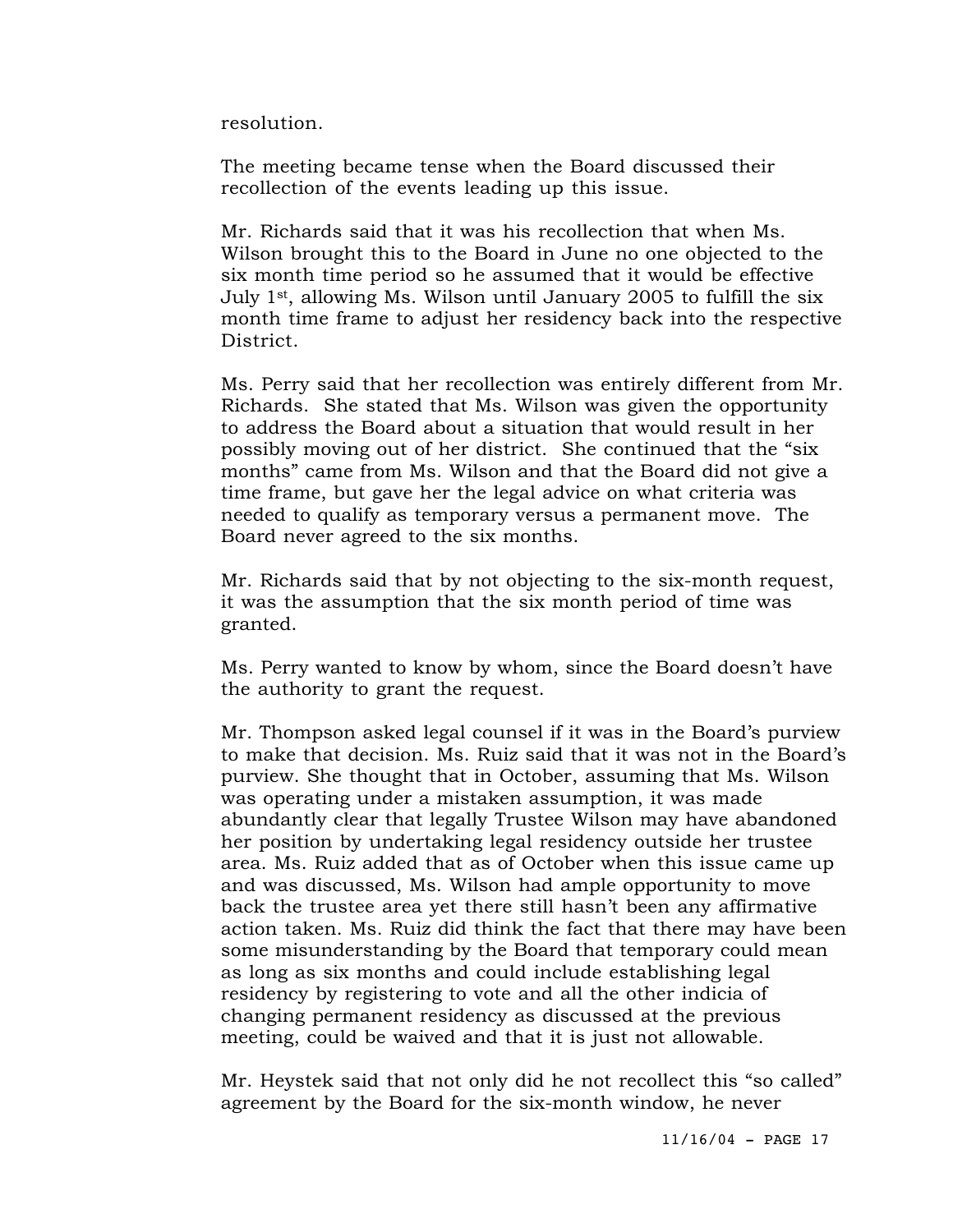resolution.

The meeting became tense when the Board discussed their recollection of the events leading up this issue.

Mr. Richards said that it was his recollection that when Ms. Wilson brought this to the Board in June no one objected to the six month time period so he assumed that it would be effective July 1st, allowing Ms. Wilson until January 2005 to fulfill the six month time frame to adjust her residency back into the respective District.

Ms. Perry said that her recollection was entirely different from Mr. Richards. She stated that Ms. Wilson was given the opportunity to address the Board about a situation that would result in her possibly moving out of her district. She continued that the "six months" came from Ms. Wilson and that the Board did not give a time frame, but gave her the legal advice on what criteria was needed to qualify as temporary versus a permanent move. The Board never agreed to the six months.

Mr. Richards said that by not objecting to the six-month request, it was the assumption that the six month period of time was granted.

Ms. Perry wanted to know by whom, since the Board doesn't have the authority to grant the request.

Mr. Thompson asked legal counsel if it was in the Board's purview to make that decision. Ms. Ruiz said that it was not in the Board's purview. She thought that in October, assuming that Ms. Wilson was operating under a mistaken assumption, it was made abundantly clear that legally Trustee Wilson may have abandoned her position by undertaking legal residency outside her trustee area. Ms. Ruiz added that as of October when this issue came up and was discussed, Ms. Wilson had ample opportunity to move back the trustee area yet there still hasn't been any affirmative action taken. Ms. Ruiz did think the fact that there may have been some misunderstanding by the Board that temporary could mean as long as six months and could include establishing legal residency by registering to vote and all the other indicia of changing permanent residency as discussed at the previous meeting, could be waived and that it is just not allowable.

Mr. Heystek said that not only did he not recollect this "so called" agreement by the Board for the six-month window, he never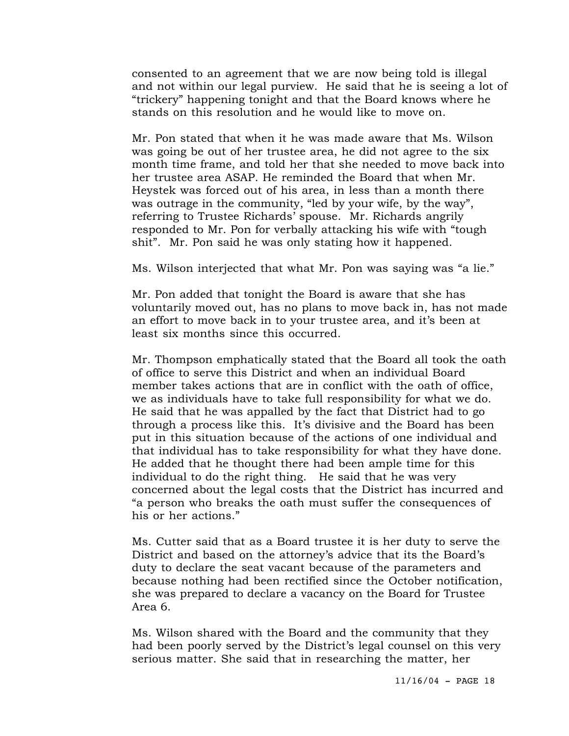consented to an agreement that we are now being told is illegal and not within our legal purview. He said that he is seeing a lot of "trickery" happening tonight and that the Board knows where he stands on this resolution and he would like to move on.

Mr. Pon stated that when it he was made aware that Ms. Wilson was going be out of her trustee area, he did not agree to the six month time frame, and told her that she needed to move back into her trustee area ASAP. He reminded the Board that when Mr. Heystek was forced out of his area, in less than a month there was outrage in the community, "led by your wife, by the way", referring to Trustee Richards' spouse. Mr. Richards angrily responded to Mr. Pon for verbally attacking his wife with "tough shit". Mr. Pon said he was only stating how it happened.

Ms. Wilson interjected that what Mr. Pon was saying was "a lie."

Mr. Pon added that tonight the Board is aware that she has voluntarily moved out, has no plans to move back in, has not made an effort to move back in to your trustee area, and it's been at least six months since this occurred.

Mr. Thompson emphatically stated that the Board all took the oath of office to serve this District and when an individual Board member takes actions that are in conflict with the oath of office, we as individuals have to take full responsibility for what we do. He said that he was appalled by the fact that District had to go through a process like this. It's divisive and the Board has been put in this situation because of the actions of one individual and that individual has to take responsibility for what they have done. He added that he thought there had been ample time for this individual to do the right thing. He said that he was very concerned about the legal costs that the District has incurred and "a person who breaks the oath must suffer the consequences of his or her actions."

Ms. Cutter said that as a Board trustee it is her duty to serve the District and based on the attorney's advice that its the Board's duty to declare the seat vacant because of the parameters and because nothing had been rectified since the October notification, she was prepared to declare a vacancy on the Board for Trustee Area 6.

Ms. Wilson shared with the Board and the community that they had been poorly served by the District's legal counsel on this very serious matter. She said that in researching the matter, her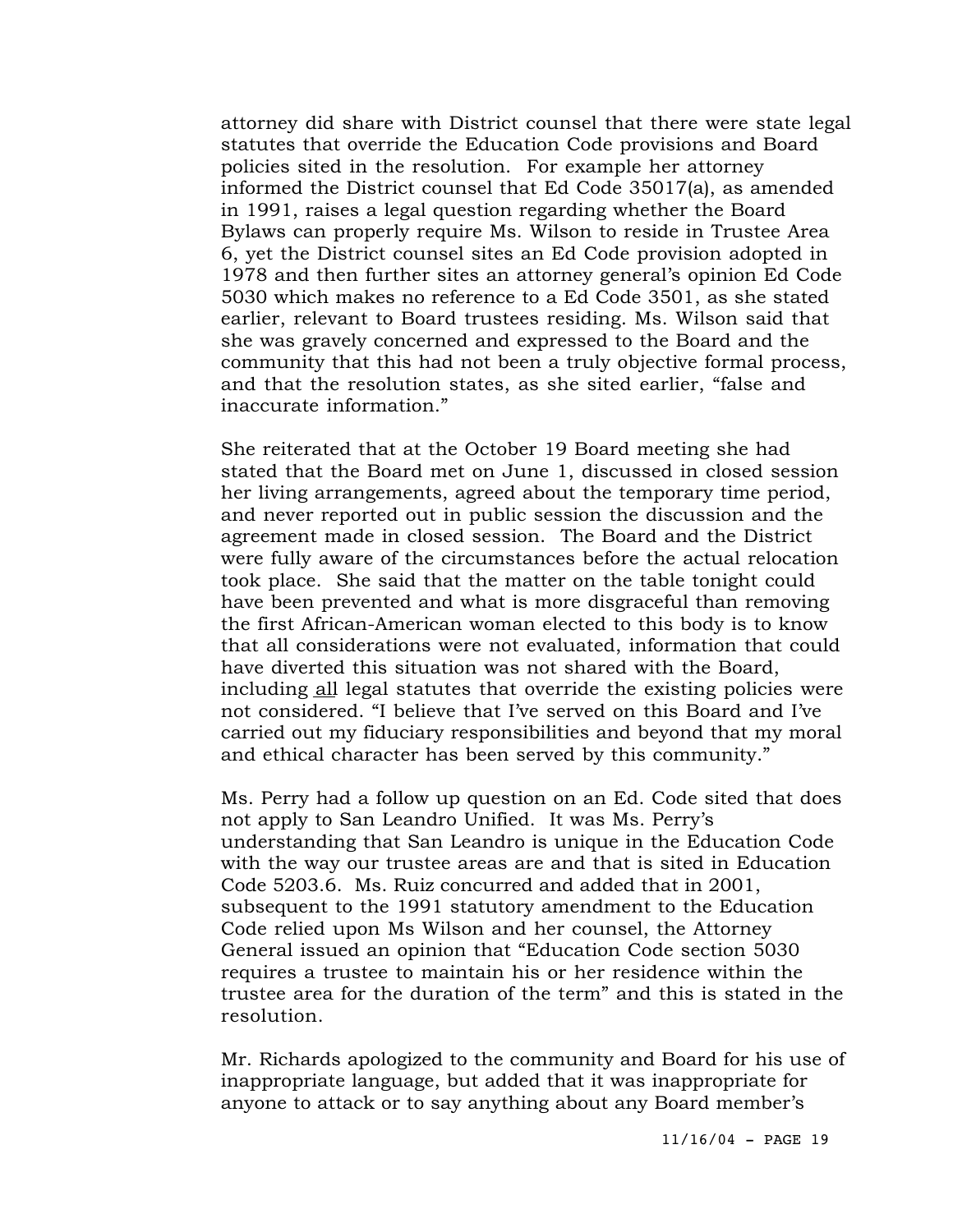attorney did share with District counsel that there were state legal statutes that override the Education Code provisions and Board policies sited in the resolution. For example her attorney informed the District counsel that Ed Code 35017(a), as amended in 1991, raises a legal question regarding whether the Board Bylaws can properly require Ms. Wilson to reside in Trustee Area 6, yet the District counsel sites an Ed Code provision adopted in 1978 and then further sites an attorney general's opinion Ed Code 5030 which makes no reference to a Ed Code 3501, as she stated earlier, relevant to Board trustees residing. Ms. Wilson said that she was gravely concerned and expressed to the Board and the community that this had not been a truly objective formal process, and that the resolution states, as she sited earlier, "false and inaccurate information."

She reiterated that at the October 19 Board meeting she had stated that the Board met on June 1, discussed in closed session her living arrangements, agreed about the temporary time period, and never reported out in public session the discussion and the agreement made in closed session. The Board and the District were fully aware of the circumstances before the actual relocation took place. She said that the matter on the table tonight could have been prevented and what is more disgraceful than removing the first African-American woman elected to this body is to know that all considerations were not evaluated, information that could have diverted this situation was not shared with the Board, including <u>all</u> legal statutes that override the existing policies were not considered. "I believe that I've served on this Board and I've carried out my fiduciary responsibilities and beyond that my moral and ethical character has been served by this community."

Ms. Perry had a follow up question on an Ed. Code sited that does not apply to San Leandro Unified. It was Ms. Perry's understanding that San Leandro is unique in the Education Code with the way our trustee areas are and that is sited in Education Code 5203.6. Ms. Ruiz concurred and added that in 2001, subsequent to the 1991 statutory amendment to the Education Code relied upon Ms Wilson and her counsel, the Attorney General issued an opinion that "Education Code section 5030 requires a trustee to maintain his or her residence within the trustee area for the duration of the term" and this is stated in the resolution.

Mr. Richards apologized to the community and Board for his use of inappropriate language, but added that it was inappropriate for anyone to attack or to say anything about any Board member's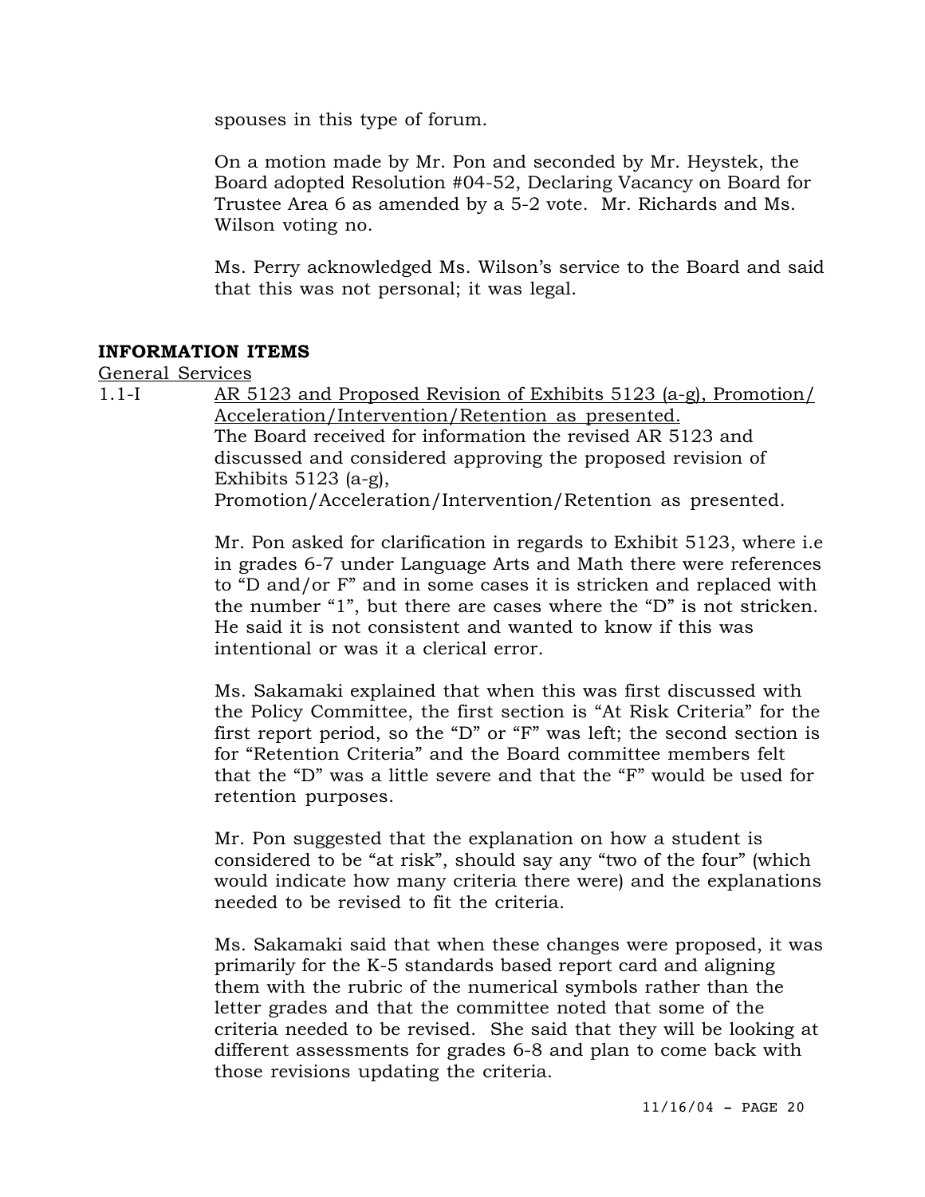spouses in this type of forum.

On a motion made by Mr. Pon and seconded by Mr. Heystek, the Board adopted Resolution #04-52, Declaring Vacancy on Board for Trustee Area 6 as amended by a 5-2 vote. Mr. Richards and Ms. Wilson voting no.

Ms. Perry acknowledged Ms. Wilson's service to the Board and said that this was not personal; it was legal.

## INFORMATION ITEMS

General Services

1.1-I AR 5123 and Proposed Revision of Exhibits 5123 (a-g), Promotion/ Acceleration/Intervention/Retention as presented.

The Board received for information the revised AR 5123 and discussed and considered approving the proposed revision of Exhibits 5123 (a-g), Promotion/Acceleration/Intervention/Retention as presented.

Mr. Pon asked for clarification in regards to Exhibit 5123, where i.e in grades 6-7 under Language Arts and Math there were references to "D and/or F" and in some cases it is stricken and replaced with the number "1", but there are cases where the "D" is not stricken. He said it is not consistent and wanted to know if this was intentional or was it a clerical error.

Ms. Sakamaki explained that when this was first discussed with the Policy Committee, the first section is "At Risk Criteria" for the first report period, so the "D" or "F" was left; the second section is for "Retention Criteria" and the Board committee members felt that the "D" was a little severe and that the "F" would be used for retention purposes.

Mr. Pon suggested that the explanation on how a student is considered to be "at risk", should say any "two of the four" (which would indicate how many criteria there were) and the explanations needed to be revised to fit the criteria.

Ms. Sakamaki said that when these changes were proposed, it was primarily for the K-5 standards based report card and aligning them with the rubric of the numerical symbols rather than the letter grades and that the committee noted that some of the criteria needed to be revised. She said that they will be looking at different assessments for grades 6-8 and plan to come back with those revisions updating the criteria.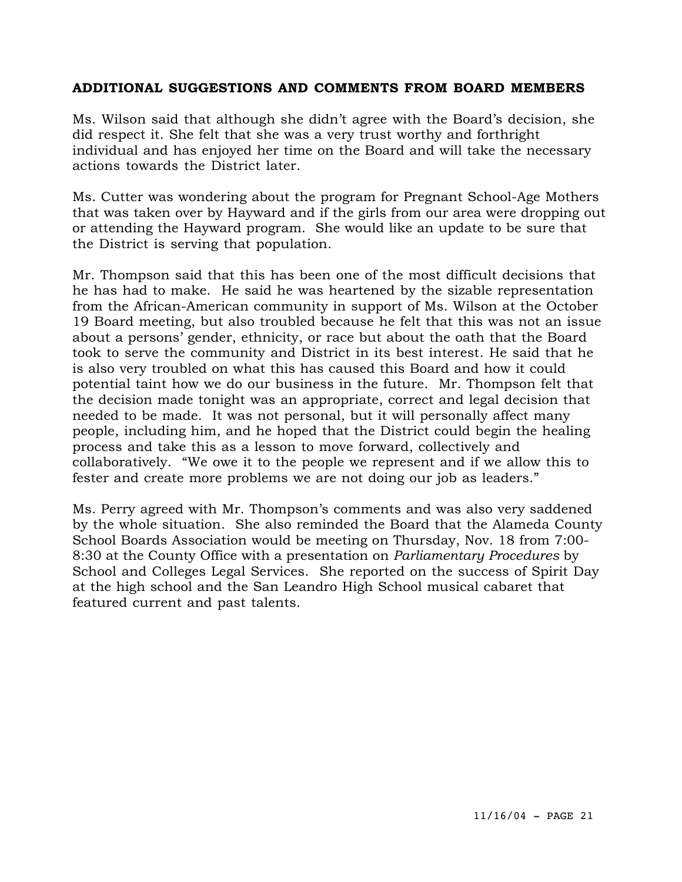## ADDITIONAL SUGGESTIONS AND COMMENTS FROM BOARD MEMBERS

Ms. Wilson said that although she didn't agree with the Board's decision, she did respect it. She felt that she was a very trust worthy and forthright individual and has enjoyed her time on the Board and will take the necessary actions towards the District later.

Ms. Cutter was wondering about the program for Pregnant School-Age Mothers that was taken over by Hayward and if the girls from our area were dropping out or attending the Hayward program. She would like an update to be sure that the District is serving that population.

Mr. Thompson said that this has been one of the most difficult decisions that he has had to make. He said he was heartened by the sizable representation from the African-American community in support of Ms. Wilson at the October 19 Board meeting, but also troubled because he felt that this was not an issue about a persons' gender, ethnicity, or race but about the oath that the Board took to serve the community and District in its best interest. He said that he is also very troubled on what this has caused this Board and how it could potential taint how we do our business in the future. Mr. Thompson felt that the decision made tonight was an appropriate, correct and legal decision that needed to be made. It was not personal, but it will personally affect many people, including him, and he hoped that the District could begin the healing process and take this as a lesson to move forward, collectively and collaboratively. "We owe it to the people we represent and if we allow this to fester and create more problems we are not doing our job as leaders."

Ms. Perry agreed with Mr. Thompson's comments and was also very saddened by the whole situation. She also reminded the Board that the Alameda County School Boards Association would be meeting on Thursday, Nov. 18 from 7:00-8:30 at the County Office with a presentation on *Parliamentary Procedures* by School and Colleges Legal Services. She reported on the success of Spirit Day at the high school and the San Leandro High School musical cabaret that featured current and past talents.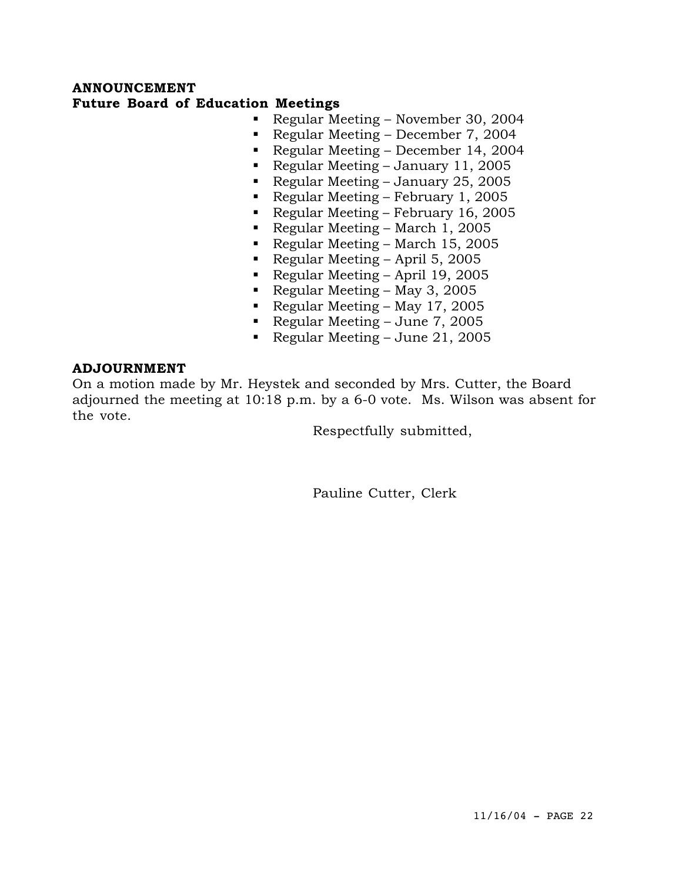**ANNOUNCEMENT**

**Future Board of Education Meetings**

- Regular Meeting – November 30, 2004
- Regular Meeting – December 7, 2004
- Regular Meeting – December 14, 2004
- Regular Meeting – January 11, 2005
- Regular Meeting – January 25, 2005
- Regular Meeting – February 1, 2005
- Regular Meeting – February 16, 2005
- Regular Meeting – March 1, 2005
- Regular Meeting – March 15, 2005
- Regular Meeting – April 5, 2005
- Regular Meeting – April 19, 2005
- Regular Meeting – May 3, 2005
- Regular Meeting – May 17, 2005
- Regular Meeting – June 7, 2005
- Regular Meeting – June 21, 2005

**ADJOURNMENT**

On a motion made by Mr. Heystek and seconded by Mrs. Cutter, the Board adjourned the meeting at 10:18 p.m. by a 6-0 vote. Ms. Wilson was absent for the vote.

Respectfully submitted,

Pauline Cutter, Clerk